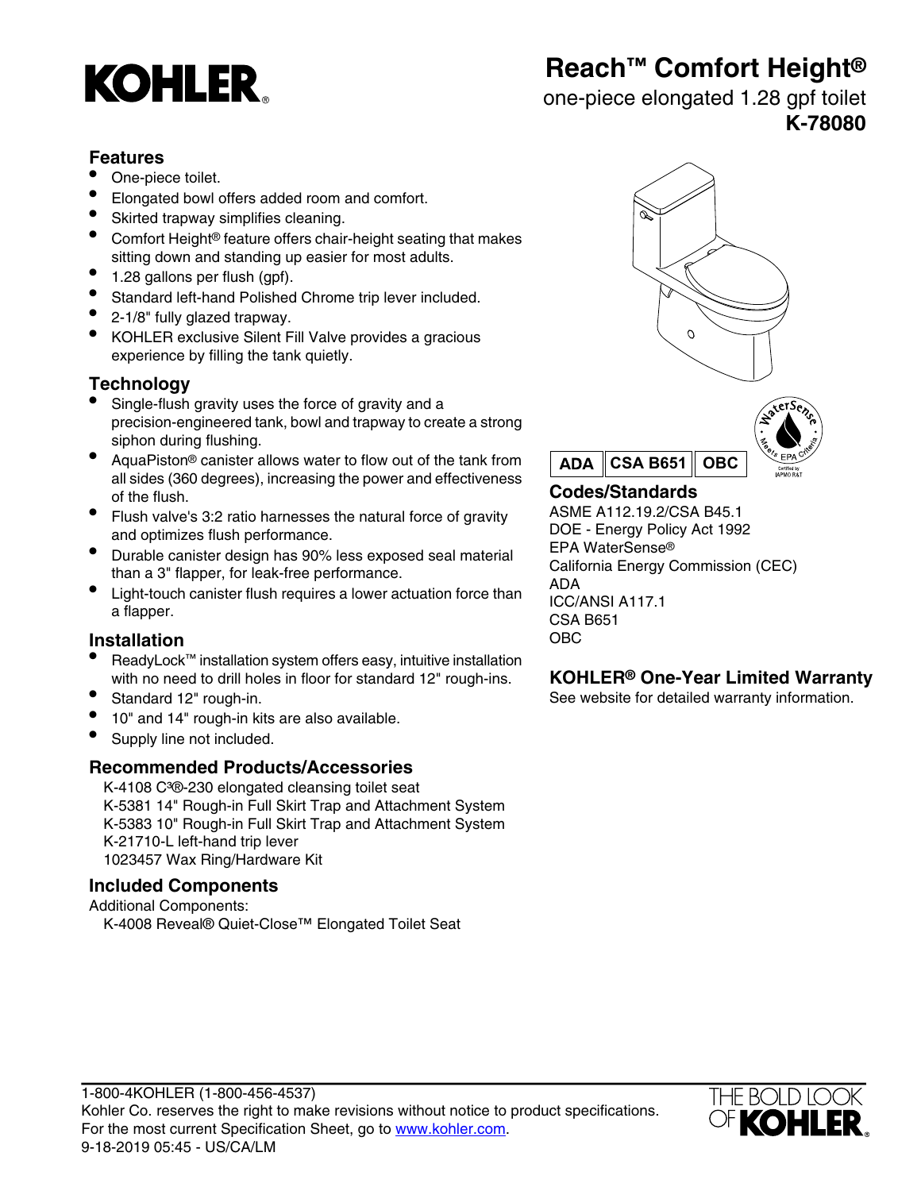# KOHLER

## Reach™ Comfort Height®

one-piece elongated 1.28 gpf toilet

**K-78080**

### Features

- One-piece toilet.
- Elongated bowl offers added room and comfort.
- Skirted trapway simplifies cleaning.
- Comfort Height® feature offers chair-height seating that makes sitting down and standing up easier for most adults.
- 1.28 gallons per flush (gpf).
- Standard left-hand Polished Chrome trip lever included.
- 2-1/8" fully glazed trapway.
- KOHLER exclusive Silent Fill Valve provides a gracious experience by filling the tank quietly.

### Technology

- Single-flush gravity uses the force of gravity and a precision-engineered tank, bowl and trapway to create a strong siphon during flushing.
- AquaPiston® canister allows water to flow out of the tank from all sides (360 degrees), increasing the power and effectiveness of the flush.
- Flush valve's 3:2 ratio harnesses the natural force of gravity and optimizes flush performance.
- Durable canister design has 90% less exposed seal material than a 3" flapper, for leak-free performance.
- Light-touch canister flush requires a lower actuation force than a flapper.

### Installation

- ReadyLock™ installation system offers easy, intuitive installation with no need to drill holes in floor for standard 12" rough-ins.
- Standard 12" rough-in.
- 10" and 14" rough-in kits are also available.
- Supply line not included.

### Recommended Products/Accessories

K-4108 C³®-230 elongated cleansing toilet seat
K-5381 14" Rough-in Full Skirt Trap and Attachment System
K-5383 10" Rough-in Full Skirt Trap and Attachment System
K-21710-L left-hand trip lever
1023457 Wax Ring/Hardware Kit

### Included Components

Additional Components:
K-4008 Reveal® Quiet-Close™ Elongated Toilet Seat

**ADA** | **CSA B651** | **OBC**

WaterSense · Meets EPA Criteria · Certified by IAPMO R&T

### Codes/Standards

ASME A112.19.2/CSA B45.1
DOE - Energy Policy Act 1992
EPA WaterSense®
California Energy Commission (CEC)
ADA
ICC/ANSI A117.1
CSA B651
OBC

### KOHLER® One-Year Limited Warranty

See website for detailed warranty information.

1-800-4KOHLER (1-800-456-4537)
Kohler Co. reserves the right to make revisions without notice to product specifications.
For the most current Specification Sheet, go to www.kohler.com.
9-18-2019 05:45 - US/CA/LM

THE BOLD LOOK OF KOHLER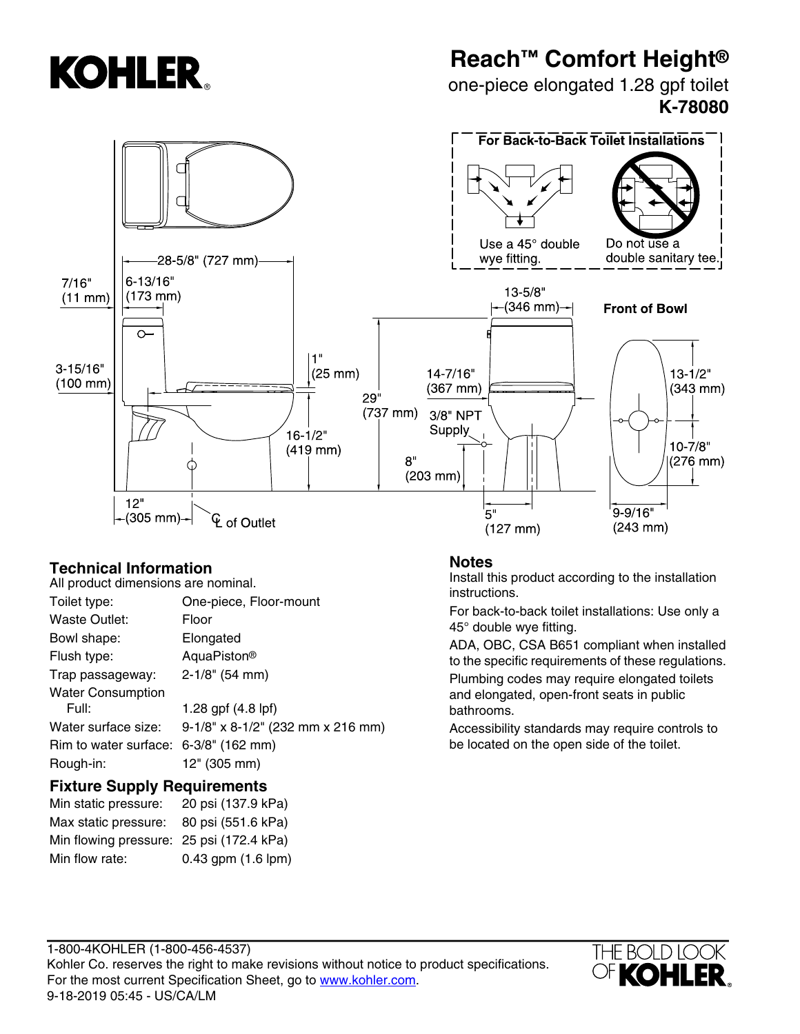# KOHLER

## Reach™ Comfort Height®

one-piece elongated 1.28 gpf toilet

**K-78080**

For Back-to-Back Toilet Installations

Use a 45° double wye fitting.

Do not use a double sanitary tee.

28-5/8" (727 mm)

7/16" (11 mm)

6-13/16" (173 mm)

3-15/16" (100 mm)

1" (25 mm)

29" (737 mm)

16-1/2" (419 mm)

12" (305 mm)

℄ of Outlet

13-5/8" (346 mm)

14-7/16" (367 mm)

3/8" NPT Supply

8" (203 mm)

5" (127 mm)

Front of Bowl

13-1/2" (343 mm)

10-7/8" (276 mm)

9-9/16" (243 mm)

### Technical Information

All product dimensions are nominal.

| | |
|---|---|
| Toilet type: | One-piece, Floor-mount |
| Waste Outlet: | Floor |
| Bowl shape: | Elongated |
| Flush type: | AquaPiston® |
| Trap passageway: | 2-1/8" (54 mm) |
| Water Consumption | |
| Full: | 1.28 gpf (4.8 lpf) |
| Water surface size: | 9-1/8" x 8-1/2" (232 mm x 216 mm) |
| Rim to water surface: | 6-3/8" (162 mm) |
| Rough-in: | 12" (305 mm) |

### Fixture Supply Requirements

| | |
|---|---|
| Min static pressure: | 20 psi (137.9 kPa) |
| Max static pressure: | 80 psi (551.6 kPa) |
| Min flowing pressure: | 25 psi (172.4 kPa) |
| Min flow rate: | 0.43 gpm (1.6 lpm) |

### Notes

Install this product according to the installation instructions.

For back-to-back toilet installations: Use only a 45° double wye fitting.

ADA, OBC, CSA B651 compliant when installed to the specific requirements of these regulations.

Plumbing codes may require elongated toilets and elongated, open-front seats in public bathrooms.

Accessibility standards may require controls to be located on the open side of the toilet.

1-800-4KOHLER (1-800-456-4537)
Kohler Co. reserves the right to make revisions without notice to product specifications.
For the most current Specification Sheet, go to www.kohler.com.
9-18-2019 05:45 - US/CA/LM

THE BOLD LOOK OF KOHLER.